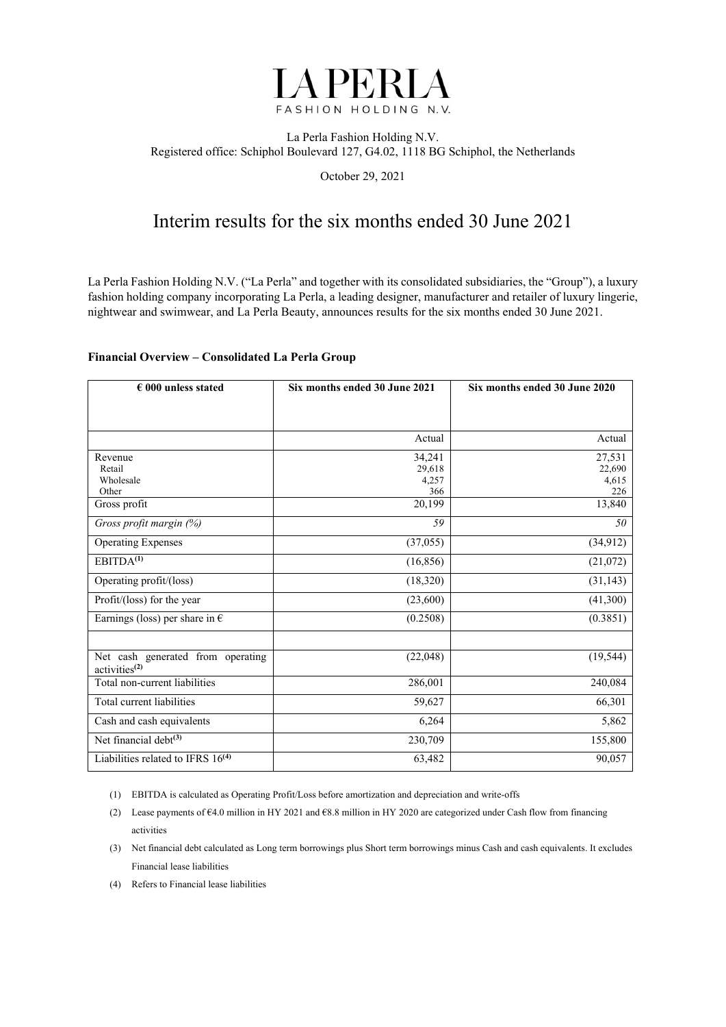# LA PERLA

FASHION HOLDING N.V.

La Perla Fashion Holding N.V.
Registered office: Schiphol Boulevard 127, G4.02, 1118 BG Schiphol, the Netherlands

October 29, 2021

# Interim results for the six months ended 30 June 2021

La Perla Fashion Holding N.V. ("La Perla" and together with its consolidated subsidiaries, the "Group"), a luxury fashion holding company incorporating La Perla, a leading designer, manufacturer and retailer of luxury lingerie, nightwear and swimwear, and La Perla Beauty, announces results for the six months ended 30 June 2021.

**Financial Overview – Consolidated La Perla Group**

| € 000 unless stated | Six months ended 30 June 2021 | Six months ended 30 June 2020 |
|---|---|---|
| | Actual | Actual |
| Revenue | 34,241 | 27,531 |
| Retail | 29,618 | 22,690 |
| Wholesale | 4,257 | 4,615 |
| Other | 366 | 226 |
| Gross profit | 20,199 | 13,840 |
| *Gross profit margin (%)* | *59* | *50* |
| Operating Expenses | (37,055) | (34,912) |
| EBITDA[(1)] | (16,856) | (21,072) |
| Operating profit/(loss) | (18,320) | (31,143) |
| Profit/(loss) for the year | (23,600) | (41,300) |
| Earnings (loss) per share in € | (0.2508) | (0.3851) |
| | | |
| Net cash generated from operating activities[(2)] | (22,048) | (19,544) |
| Total non-current liabilities | 286,001 | 240,084 |
| Total current liabilities | 59,627 | 66,301 |
| Cash and cash equivalents | 6,264 | 5,862 |
| Net financial debt[(3)] | 230,709 | 155,800 |
| Liabilities related to IFRS 16[(4)] | 63,482 | 90,057 |

(1) EBITDA is calculated as Operating Profit/Loss before amortization and depreciation and write-offs

(2) Lease payments of €4.0 million in HY 2021 and €8.8 million in HY 2020 are categorized under Cash flow from financing activities

(3) Net financial debt calculated as Long term borrowings plus Short term borrowings minus Cash and cash equivalents. It excludes Financial lease liabilities

(4) Refers to Financial lease liabilities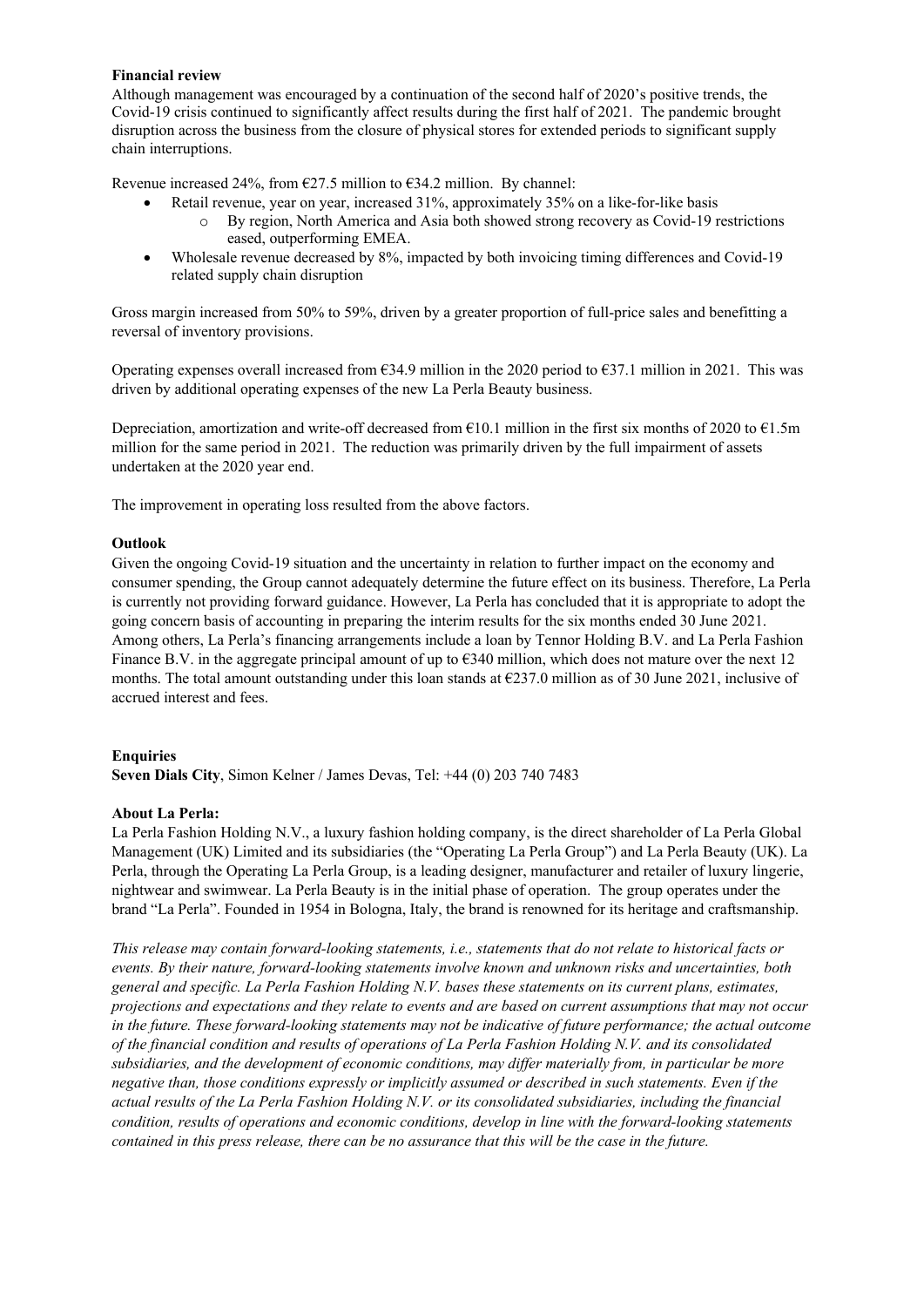**Financial review**

Although management was encouraged by a continuation of the second half of 2020's positive trends, the Covid-19 crisis continued to significantly affect results during the first half of 2021. The pandemic brought disruption across the business from the closure of physical stores for extended periods to significant supply chain interruptions.

Revenue increased 24%, from €27.5 million to €34.2 million. By channel:

- Retail revenue, year on year, increased 31%, approximately 35% on a like-for-like basis
  - By region, North America and Asia both showed strong recovery as Covid-19 restrictions eased, outperforming EMEA.
- Wholesale revenue decreased by 8%, impacted by both invoicing timing differences and Covid-19 related supply chain disruption

Gross margin increased from 50% to 59%, driven by a greater proportion of full-price sales and benefitting a reversal of inventory provisions.

Operating expenses overall increased from €34.9 million in the 2020 period to €37.1 million in 2021. This was driven by additional operating expenses of the new La Perla Beauty business.

Depreciation, amortization and write-off decreased from €10.1 million in the first six months of 2020 to €1.5m million for the same period in 2021. The reduction was primarily driven by the full impairment of assets undertaken at the 2020 year end.

The improvement in operating loss resulted from the above factors.

**Outlook**

Given the ongoing Covid-19 situation and the uncertainty in relation to further impact on the economy and consumer spending, the Group cannot adequately determine the future effect on its business. Therefore, La Perla is currently not providing forward guidance. However, La Perla has concluded that it is appropriate to adopt the going concern basis of accounting in preparing the interim results for the six months ended 30 June 2021. Among others, La Perla's financing arrangements include a loan by Tennor Holding B.V. and La Perla Fashion Finance B.V. in the aggregate principal amount of up to €340 million, which does not mature over the next 12 months. The total amount outstanding under this loan stands at €237.0 million as of 30 June 2021, inclusive of accrued interest and fees.

**Enquiries**

**Seven Dials City**, Simon Kelner / James Devas, Tel: +44 (0) 203 740 7483

**About La Perla:**

La Perla Fashion Holding N.V., a luxury fashion holding company, is the direct shareholder of La Perla Global Management (UK) Limited and its subsidiaries (the "Operating La Perla Group") and La Perla Beauty (UK). La Perla, through the Operating La Perla Group, is a leading designer, manufacturer and retailer of luxury lingerie, nightwear and swimwear. La Perla Beauty is in the initial phase of operation. The group operates under the brand "La Perla". Founded in 1954 in Bologna, Italy, the brand is renowned for its heritage and craftsmanship.

*This release may contain forward-looking statements, i.e., statements that do not relate to historical facts or events. By their nature, forward-looking statements involve known and unknown risks and uncertainties, both general and specific. La Perla Fashion Holding N.V. bases these statements on its current plans, estimates, projections and expectations and they relate to events and are based on current assumptions that may not occur in the future. These forward-looking statements may not be indicative of future performance; the actual outcome of the financial condition and results of operations of La Perla Fashion Holding N.V. and its consolidated subsidiaries, and the development of economic conditions, may differ materially from, in particular be more negative than, those conditions expressly or implicitly assumed or described in such statements. Even if the actual results of the La Perla Fashion Holding N.V. or its consolidated subsidiaries, including the financial condition, results of operations and economic conditions, develop in line with the forward-looking statements contained in this press release, there can be no assurance that this will be the case in the future.*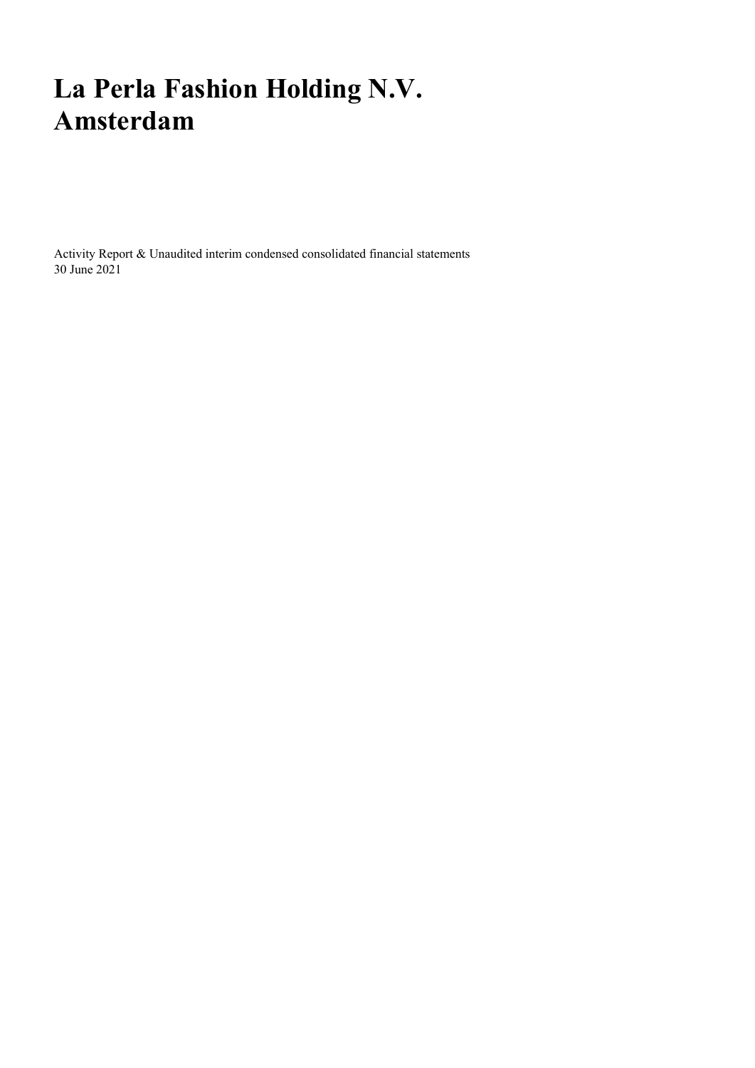# La Perla Fashion Holding N.V.
# Amsterdam

Activity Report & Unaudited interim condensed consolidated financial statements
30 June 2021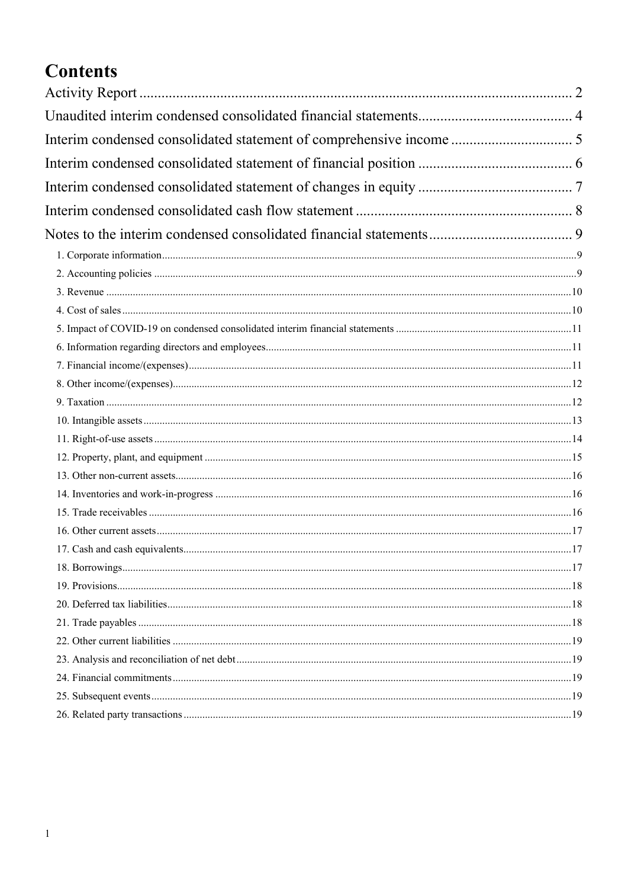# Contents

Activity Report ........................................................................................................ 2

Unaudited interim condensed consolidated financial statements........................................... 4

Interim condensed consolidated statement of comprehensive income ................................. 5

Interim condensed consolidated statement of financial position .......................................... 6

Interim condensed consolidated statement of changes in equity .......................................... 7

Interim condensed consolidated cash flow statement ........................................................... 8

Notes to the interim condensed consolidated financial statements....................................... 9

1. Corporate information..........................................................................................................9
2. Accounting policies ..............................................................................................................9
3. Revenue .............................................................................................................................10
4. Cost of sales........................................................................................................................10
5. Impact of COVID-19 on condensed consolidated interim financial statements .................11
6. Information regarding directors and employees.................................................................11
7. Financial income/(expenses)..............................................................................................11
8. Other income/(expenses)....................................................................................................12
9. Taxation .............................................................................................................................12
10. Intangible assets...............................................................................................................13
11. Right-of-use assets ...........................................................................................................14
12. Property, plant, and equipment ........................................................................................15
13. Other non-current assets...................................................................................................16
14. Inventories and work-in-progress .....................................................................................16
15. Trade receivables .............................................................................................................16
16. Other current assets..........................................................................................................17
17. Cash and cash equivalents................................................................................................17
18. Borrowings.......................................................................................................................17
19. Provisions.........................................................................................................................18
20. Deferred tax liabilities......................................................................................................18
21. Trade payables .................................................................................................................18
22. Other current liabilities ....................................................................................................19
23. Analysis and reconciliation of net debt............................................................................19
24. Financial commitments....................................................................................................19
25. Subsequent events............................................................................................................19
26. Related party transactions ................................................................................................19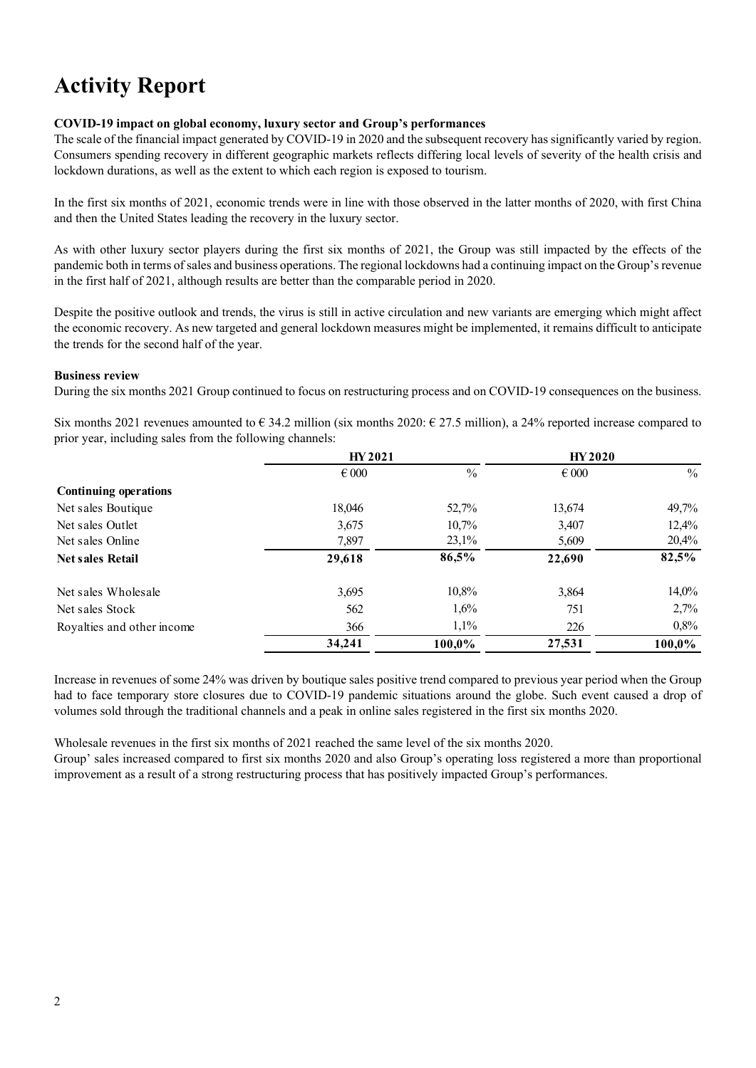# Activity Report

**COVID-19 impact on global economy, luxury sector and Group's performances**

The scale of the financial impact generated by COVID-19 in 2020 and the subsequent recovery has significantly varied by region. Consumers spending recovery in different geographic markets reflects differing local levels of severity of the health crisis and lockdown durations, as well as the extent to which each region is exposed to tourism.

In the first six months of 2021, economic trends were in line with those observed in the latter months of 2020, with first China and then the United States leading the recovery in the luxury sector.

As with other luxury sector players during the first six months of 2021, the Group was still impacted by the effects of the pandemic both in terms of sales and business operations. The regional lockdowns had a continuing impact on the Group's revenue in the first half of 2021, although results are better than the comparable period in 2020.

Despite the positive outlook and trends, the virus is still in active circulation and new variants are emerging which might affect the economic recovery. As new targeted and general lockdown measures might be implemented, it remains difficult to anticipate the trends for the second half of the year.

**Business review**

During the six months 2021 Group continued to focus on restructuring process and on COVID-19 consequences on the business.

Six months 2021 revenues amounted to € 34.2 million (six months 2020: € 27.5 million), a 24% reported increase compared to prior year, including sales from the following channels:

| | HY 2021 | | HY 2020 | |
|---|---|---|---|---|
| | € 000 | % | € 000 | % |
| **Continuing operations** | | | | |
| Net sales Boutique | 18,046 | 52,7% | 13,674 | 49,7% |
| Net sales Outlet | 3,675 | 10,7% | 3,407 | 12,4% |
| Net sales Online | 7,897 | 23,1% | 5,609 | 20,4% |
| **Net sales Retail** | **29,618** | **86,5%** | **22,690** | **82,5%** |
| Net sales Wholesale | 3,695 | 10,8% | 3,864 | 14,0% |
| Net sales Stock | 562 | 1,6% | 751 | 2,7% |
| Royalties and other income | 366 | 1,1% | 226 | 0,8% |
| | **34,241** | **100,0%** | **27,531** | **100,0%** |

Increase in revenues of some 24% was driven by boutique sales positive trend compared to previous year period when the Group had to face temporary store closures due to COVID-19 pandemic situations around the globe. Such event caused a drop of volumes sold through the traditional channels and a peak in online sales registered in the first six months 2020.

Wholesale revenues in the first six months of 2021 reached the same level of the six months 2020.

Group' sales increased compared to first six months 2020 and also Group's operating loss registered a more than proportional improvement as a result of a strong restructuring process that has positively impacted Group's performances.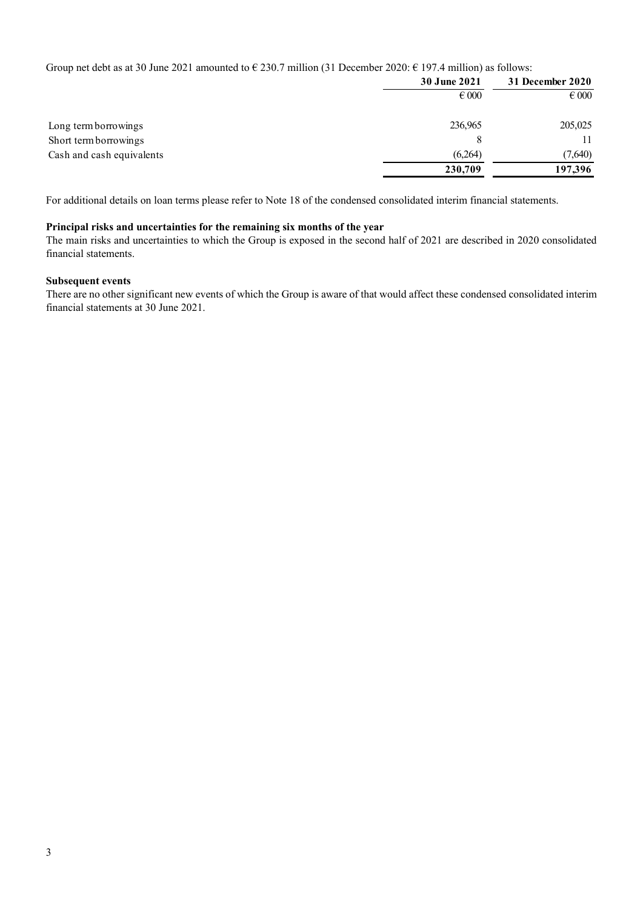Group net debt as at 30 June 2021 amounted to € 230.7 million (31 December 2020: € 197.4 million) as follows:

| | 30 June 2021 | 31 December 2020 |
|---|---|---|
| | € 000 | € 000 |
| Long term borrowings | 236,965 | 205,025 |
| Short term borrowings | 8 | 11 |
| Cash and cash equivalents | (6,264) | (7,640) |
| | **230,709** | **197,396** |

For additional details on loan terms please refer to Note 18 of the condensed consolidated interim financial statements.

**Principal risks and uncertainties for the remaining six months of the year**

The main risks and uncertainties to which the Group is exposed in the second half of 2021 are described in 2020 consolidated financial statements.

**Subsequent events**

There are no other significant new events of which the Group is aware of that would affect these condensed consolidated interim financial statements at 30 June 2021.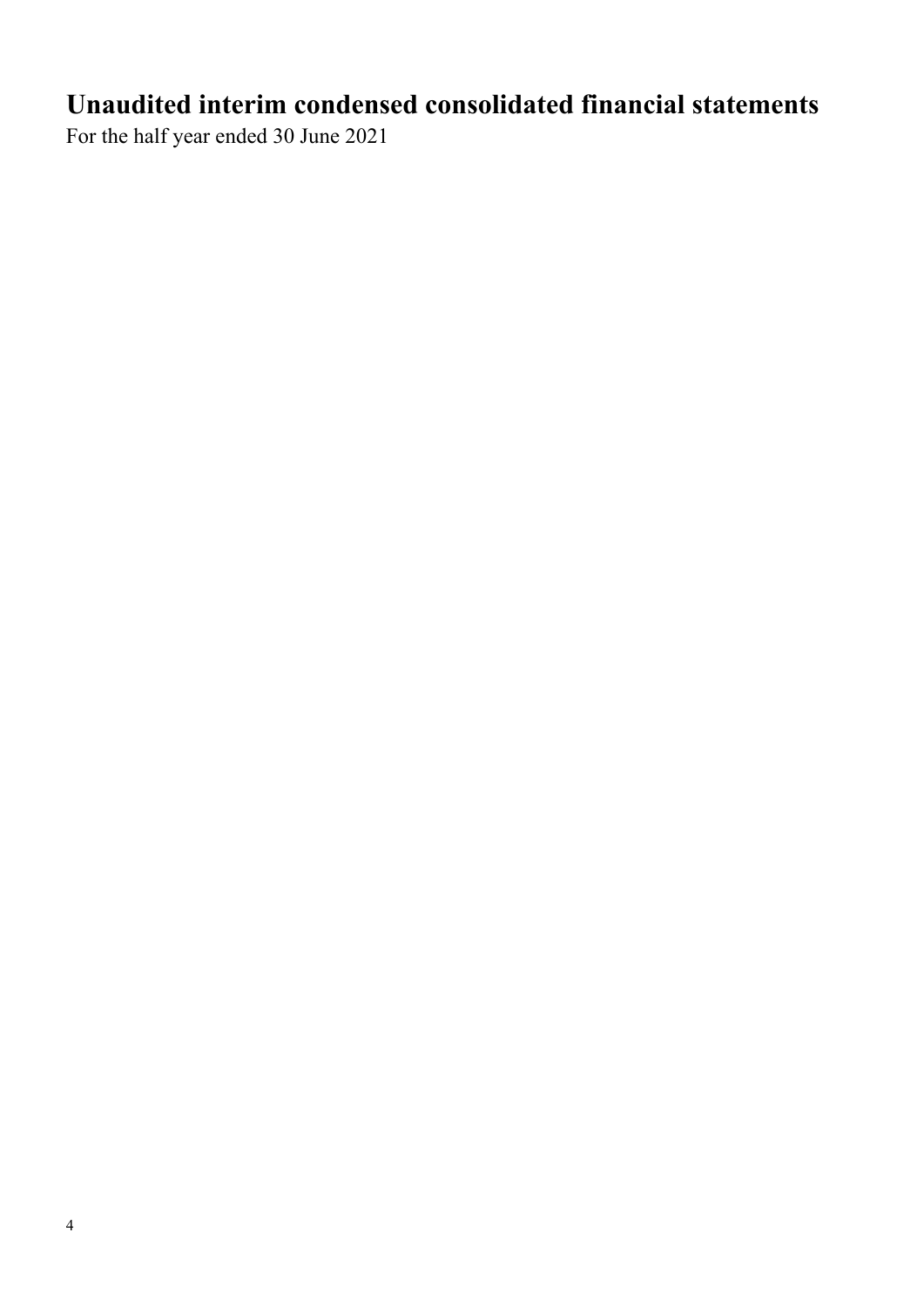# Unaudited interim condensed consolidated financial statements

For the half year ended 30 June 2021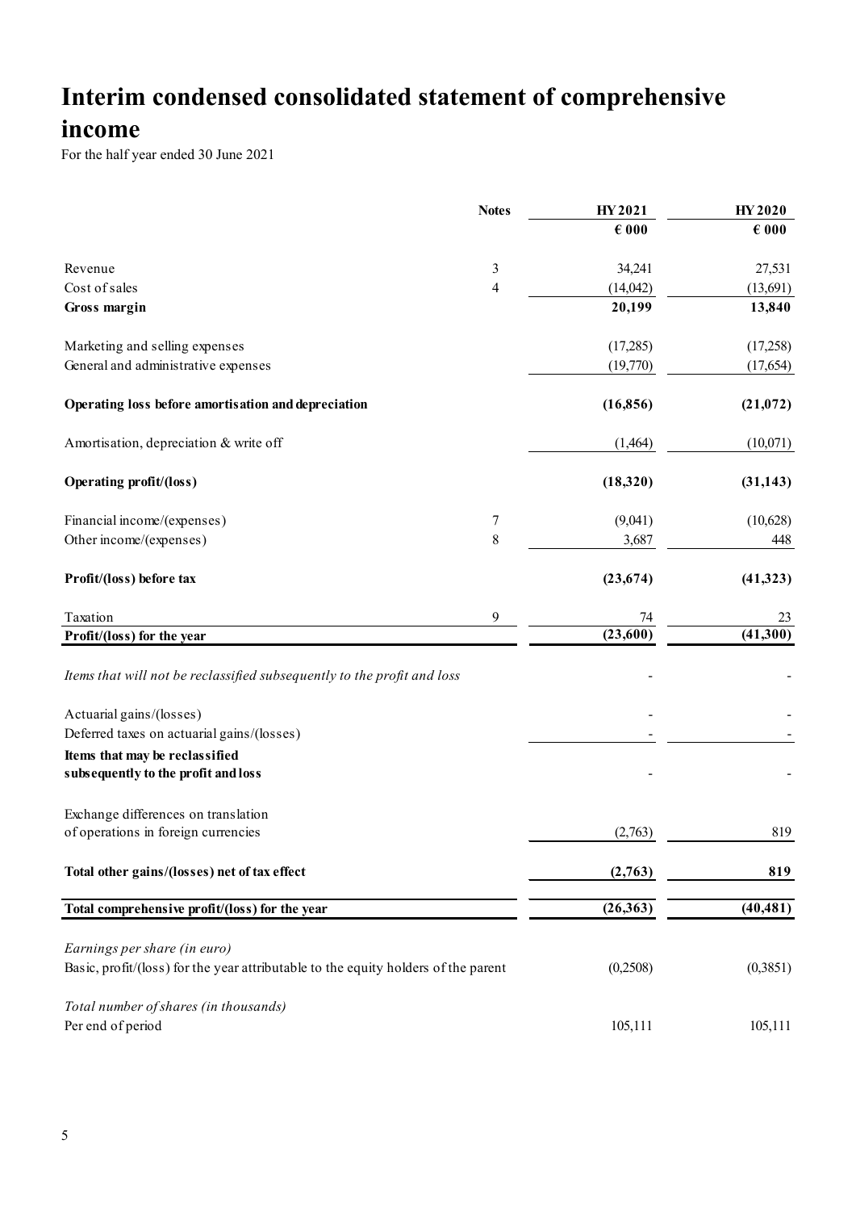# Interim condensed consolidated statement of comprehensive income

For the half year ended 30 June 2021

| | Notes | HY 2021 | HY 2020 |
|---|---|---|---|
| | | € 000 | € 000 |
| Revenue | 3 | 34,241 | 27,531 |
| Cost of sales | 4 | (14,042) | (13,691) |
| **Gross margin** | | **20,199** | **13,840** |
| Marketing and selling expenses | | (17,285) | (17,258) |
| General and administrative expenses | | (19,770) | (17,654) |
| **Operating loss before amortisation and depreciation** | | **(16,856)** | **(21,072)** |
| Amortisation, depreciation & write off | | (1,464) | (10,071) |
| **Operating profit/(loss)** | | **(18,320)** | **(31,143)** |
| Financial income/(expenses) | 7 | (9,041) | (10,628) |
| Other income/(expenses) | 8 | 3,687 | 448 |
| **Profit/(loss) before tax** | | **(23,674)** | **(41,323)** |
| Taxation | 9 | 74 | 23 |
| **Profit/(loss) for the year** | | **(23,600)** | **(41,300)** |
| *Items that will not be reclassified subsequently to the profit and loss* | | - | - |
| Actuarial gains/(losses) | | - | - |
| Deferred taxes on actuarial gains/(losses) | | - | - |
| **Items that may be reclassified subsequently to the profit and loss** | | - | - |
| Exchange differences on translation of operations in foreign currencies | | (2,763) | 819 |
| **Total other gains/(losses) net of tax effect** | | **(2,763)** | **819** |
| **Total comprehensive profit/(loss) for the year** | | **(26,363)** | **(40,481)** |
| *Earnings per share (in euro)* | | | |
| Basic, profit/(loss) for the year attributable to the equity holders of the parent | | (0,2508) | (0,3851) |
| *Total number of shares (in thousands)* | | | |
| Per end of period | | 105,111 | 105,111 |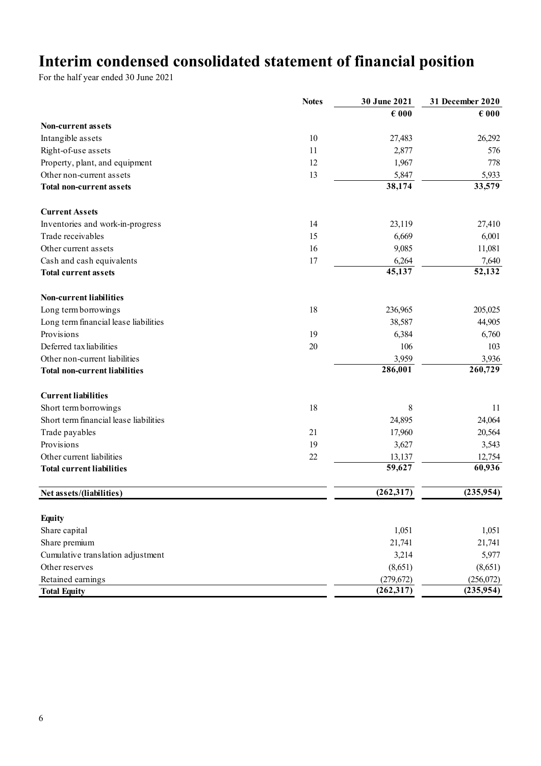# Interim condensed consolidated statement of financial position

For the half year ended 30 June 2021

| | Notes | 30 June 2021 | 31 December 2020 |
|---|---|---|---|
| | | € 000 | € 000 |
| **Non-current assets** | | | |
| Intangible assets | 10 | 27,483 | 26,292 |
| Right-of-use assets | 11 | 2,877 | 576 |
| Property, plant, and equipment | 12 | 1,967 | 778 |
| Other non-current assets | 13 | 5,847 | 5,933 |
| **Total non-current assets** | | **38,174** | **33,579** |
| | | | |
| **Current Assets** | | | |
| Inventories and work-in-progress | 14 | 23,119 | 27,410 |
| Trade receivables | 15 | 6,669 | 6,001 |
| Other current assets | 16 | 9,085 | 11,081 |
| Cash and cash equivalents | 17 | 6,264 | 7,640 |
| **Total current assets** | | **45,137** | **52,132** |
| | | | |
| **Non-current liabilities** | | | |
| Long term borrowings | 18 | 236,965 | 205,025 |
| Long term financial lease liabilities | | 38,587 | 44,905 |
| Provisions | 19 | 6,384 | 6,760 |
| Deferred tax liabilities | 20 | 106 | 103 |
| Other non-current liabilities | | 3,959 | 3,936 |
| **Total non-current liabilities** | | **286,001** | **260,729** |
| | | | |
| **Current liabilities** | | | |
| Short term borrowings | 18 | 8 | 11 |
| Short term financial lease liabilities | | 24,895 | 24,064 |
| Trade payables | 21 | 17,960 | 20,564 |
| Provisions | 19 | 3,627 | 3,543 |
| Other current liabilities | 22 | 13,137 | 12,754 |
| **Total current liabilities** | | **59,627** | **60,936** |
| | | | |
| **Net assets/(liabilities)** | | **(262,317)** | **(235,954)** |
| | | | |
| **Equity** | | | |
| Share capital | | 1,051 | 1,051 |
| Share premium | | 21,741 | 21,741 |
| Cumulative translation adjustment | | 3,214 | 5,977 |
| Other reserves | | (8,651) | (8,651) |
| Retained earnings | | (279,672) | (256,072) |
| **Total Equity** | | **(262,317)** | **(235,954)** |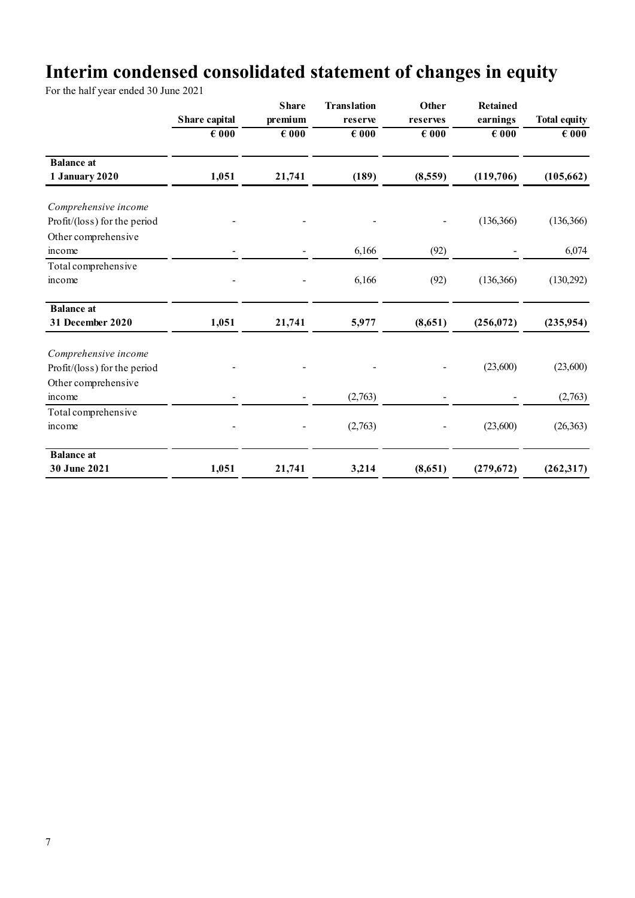# Interim condensed consolidated statement of changes in equity

For the half year ended 30 June 2021

| | Share capital | Share premium | Translation reserve | Other reserves | Retained earnings | Total equity |
|---|---|---|---|---|---|---|
| | € 000 | € 000 | € 000 | € 000 | € 000 | € 000 |
| **Balance at 1 January 2020** | **1,051** | **21,741** | **(189)** | **(8,559)** | **(119,706)** | **(105,662)** |
| *Comprehensive income* | | | | | | |
| Profit/(loss) for the period | - | - | - | - | (136,366) | (136,366) |
| Other comprehensive income | - | - | 6,166 | (92) | - | 6,074 |
| Total comprehensive income | - | - | 6,166 | (92) | (136,366) | (130,292) |
| **Balance at 31 December 2020** | **1,051** | **21,741** | **5,977** | **(8,651)** | **(256,072)** | **(235,954)** |
| *Comprehensive income* | | | | | | |
| Profit/(loss) for the period | - | - | - | - | (23,600) | (23,600) |
| Other comprehensive income | - | - | (2,763) | - | - | (2,763) |
| Total comprehensive income | - | - | (2,763) | - | (23,600) | (26,363) |
| **Balance at 30 June 2021** | **1,051** | **21,741** | **3,214** | **(8,651)** | **(279,672)** | **(262,317)** |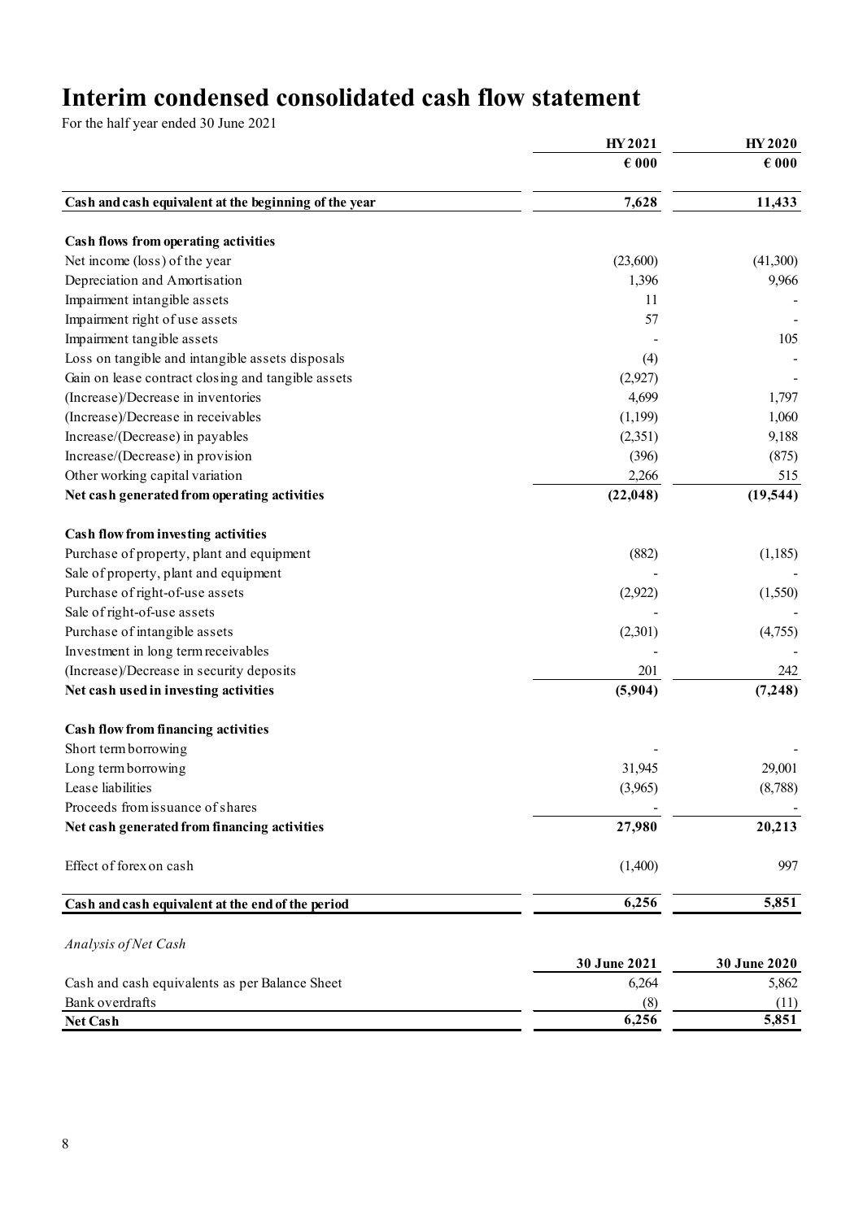# Interim condensed consolidated cash flow statement

For the half year ended 30 June 2021

| | HY 2021 | HY 2020 |
|---|---|---|
| | € 000 | € 000 |
| **Cash and cash equivalent at the beginning of the year** | **7,628** | **11,433** |
| | | |
| **Cash flows from operating activities** | | |
| Net income (loss) of the year | (23,600) | (41,300) |
| Depreciation and Amortisation | 1,396 | 9,966 |
| Impairment intangible assets | 11 | - |
| Impairment right of use assets | 57 | - |
| Impairment tangible assets | - | 105 |
| Loss on tangible and intangible assets disposals | (4) | - |
| Gain on lease contract closing and tangible assets | (2,927) | - |
| (Increase)/Decrease in inventories | 4,699 | 1,797 |
| (Increase)/Decrease in receivables | (1,199) | 1,060 |
| Increase/(Decrease) in payables | (2,351) | 9,188 |
| Increase/(Decrease) in provision | (396) | (875) |
| Other working capital variation | 2,266 | 515 |
| **Net cash generated from operating activities** | **(22,048)** | **(19,544)** |
| | | |
| **Cash flow from investing activities** | | |
| Purchase of property, plant and equipment | (882) | (1,185) |
| Sale of property, plant and equipment | - | - |
| Purchase of right-of-use assets | (2,922) | (1,550) |
| Sale of right-of-use assets | - | - |
| Purchase of intangible assets | (2,301) | (4,755) |
| Investment in long term receivables | - | - |
| (Increase)/Decrease in security deposits | 201 | 242 |
| **Net cash used in investing activities** | **(5,904)** | **(7,248)** |
| | | |
| **Cash flow from financing activities** | | |
| Short term borrowing | - | - |
| Long term borrowing | 31,945 | 29,001 |
| Lease liabilities | (3,965) | (8,788) |
| Proceeds from issuance of shares | - | - |
| **Net cash generated from financing activities** | **27,980** | **20,213** |
| | | |
| Effect of forex on cash | (1,400) | 997 |
| | | |
| **Cash and cash equivalent at the end of the period** | **6,256** | **5,851** |

*Analysis of Net Cash*

| | 30 June 2021 | 30 June 2020 |
|---|---|---|
| Cash and cash equivalents as per Balance Sheet | 6,264 | 5,862 |
| Bank overdrafts | (8) | (11) |
| **Net Cash** | **6,256** | **5,851** |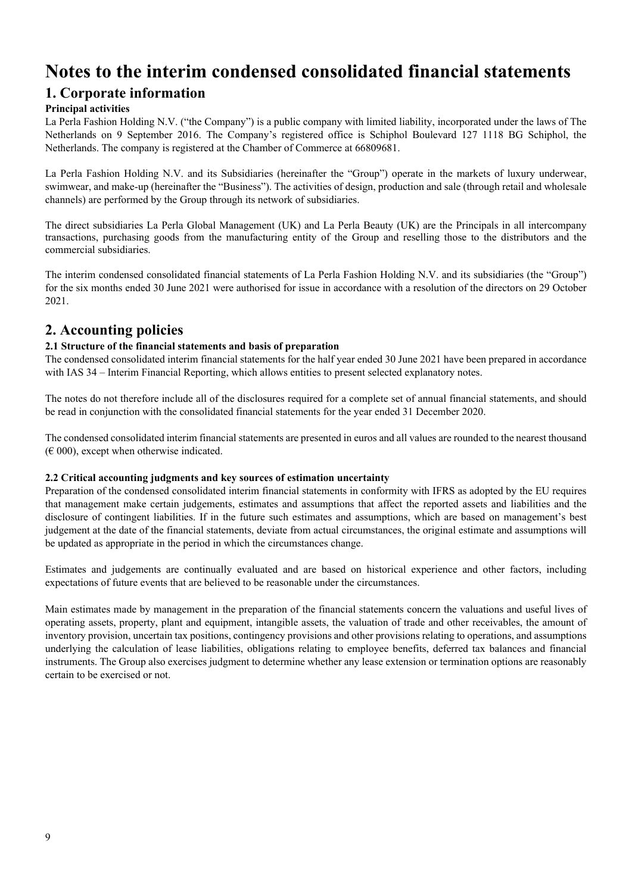# Notes to the interim condensed consolidated financial statements

## 1. Corporate information

**Principal activities**

La Perla Fashion Holding N.V. ("the Company") is a public company with limited liability, incorporated under the laws of The Netherlands on 9 September 2016. The Company's registered office is Schiphol Boulevard 127 1118 BG Schiphol, the Netherlands. The company is registered at the Chamber of Commerce at 66809681.

La Perla Fashion Holding N.V. and its Subsidiaries (hereinafter the "Group") operate in the markets of luxury underwear, swimwear, and make-up (hereinafter the "Business"). The activities of design, production and sale (through retail and wholesale channels) are performed by the Group through its network of subsidiaries.

The direct subsidiaries La Perla Global Management (UK) and La Perla Beauty (UK) are the Principals in all intercompany transactions, purchasing goods from the manufacturing entity of the Group and reselling those to the distributors and the commercial subsidiaries.

The interim condensed consolidated financial statements of La Perla Fashion Holding N.V. and its subsidiaries (the "Group") for the six months ended 30 June 2021 were authorised for issue in accordance with a resolution of the directors on 29 October 2021.

## 2. Accounting policies

### 2.1 Structure of the financial statements and basis of preparation

The condensed consolidated interim financial statements for the half year ended 30 June 2021 have been prepared in accordance with IAS 34 – Interim Financial Reporting, which allows entities to present selected explanatory notes.

The notes do not therefore include all of the disclosures required for a complete set of annual financial statements, and should be read in conjunction with the consolidated financial statements for the year ended 31 December 2020.

The condensed consolidated interim financial statements are presented in euros and all values are rounded to the nearest thousand (€ 000), except when otherwise indicated.

### 2.2 Critical accounting judgments and key sources of estimation uncertainty

Preparation of the condensed consolidated interim financial statements in conformity with IFRS as adopted by the EU requires that management make certain judgements, estimates and assumptions that affect the reported assets and liabilities and the disclosure of contingent liabilities. If in the future such estimates and assumptions, which are based on management's best judgement at the date of the financial statements, deviate from actual circumstances, the original estimate and assumptions will be updated as appropriate in the period in which the circumstances change.

Estimates and judgements are continually evaluated and are based on historical experience and other factors, including expectations of future events that are believed to be reasonable under the circumstances.

Main estimates made by management in the preparation of the financial statements concern the valuations and useful lives of operating assets, property, plant and equipment, intangible assets, the valuation of trade and other receivables, the amount of inventory provision, uncertain tax positions, contingency provisions and other provisions relating to operations, and assumptions underlying the calculation of lease liabilities, obligations relating to employee benefits, deferred tax balances and financial instruments. The Group also exercises judgment to determine whether any lease extension or termination options are reasonably certain to be exercised or not.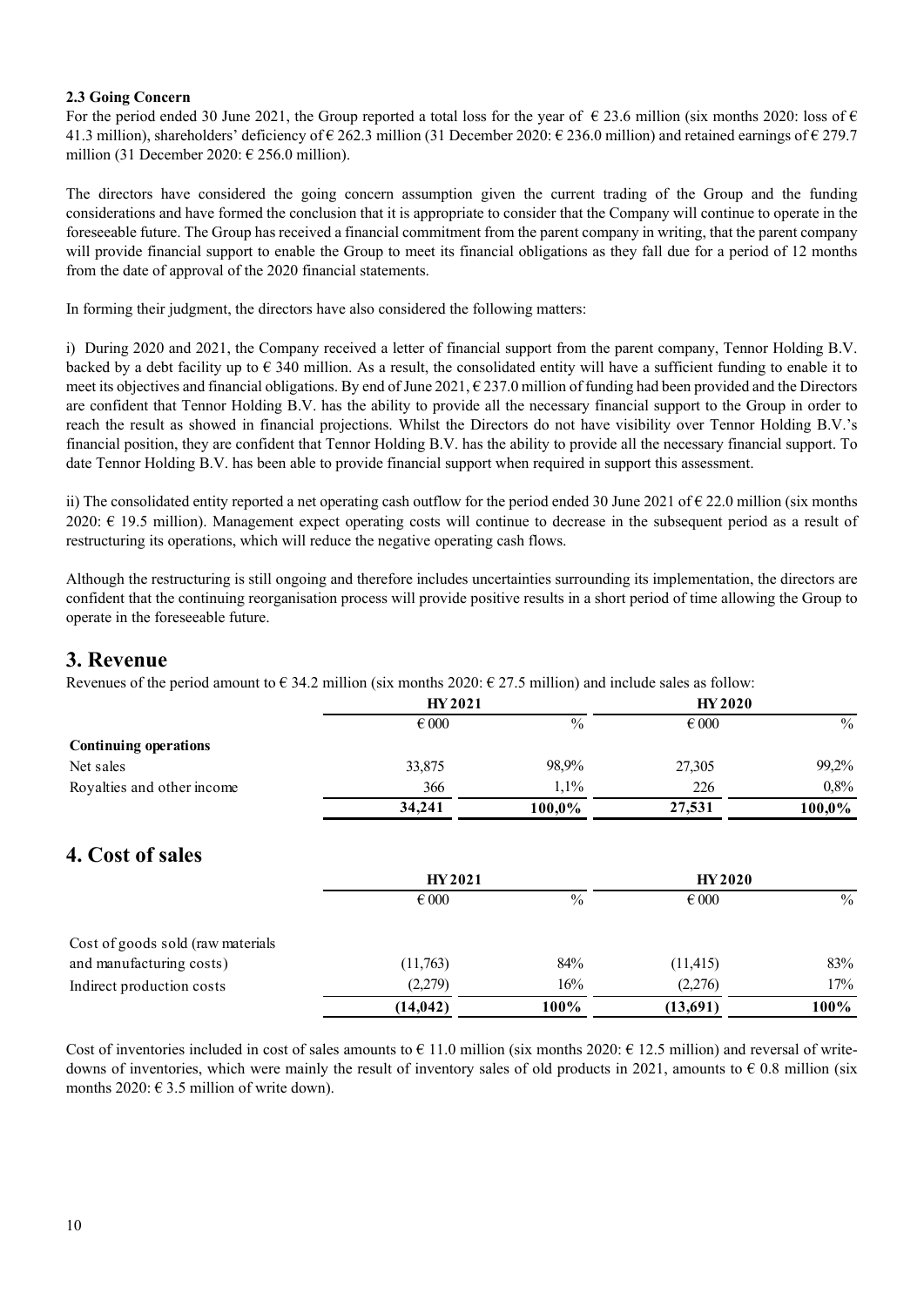### 2.3 Going Concern

For the period ended 30 June 2021, the Group reported a total loss for the year of € 23.6 million (six months 2020: loss of € 41.3 million), shareholders' deficiency of € 262.3 million (31 December 2020: € 236.0 million) and retained earnings of € 279.7 million (31 December 2020: € 256.0 million).

The directors have considered the going concern assumption given the current trading of the Group and the funding considerations and have formed the conclusion that it is appropriate to consider that the Company will continue to operate in the foreseeable future. The Group has received a financial commitment from the parent company in writing, that the parent company will provide financial support to enable the Group to meet its financial obligations as they fall due for a period of 12 months from the date of approval of the 2020 financial statements.

In forming their judgment, the directors have also considered the following matters:

i) During 2020 and 2021, the Company received a letter of financial support from the parent company, Tennor Holding B.V. backed by a debt facility up to € 340 million. As a result, the consolidated entity will have a sufficient funding to enable it to meet its objectives and financial obligations. By end of June 2021, € 237.0 million of funding had been provided and the Directors are confident that Tennor Holding B.V. has the ability to provide all the necessary financial support to the Group in order to reach the result as showed in financial projections. Whilst the Directors do not have visibility over Tennor Holding B.V.'s financial position, they are confident that Tennor Holding B.V. has the ability to provide all the necessary financial support. To date Tennor Holding B.V. has been able to provide financial support when required in support this assessment.

ii) The consolidated entity reported a net operating cash outflow for the period ended 30 June 2021 of € 22.0 million (six months 2020: € 19.5 million). Management expect operating costs will continue to decrease in the subsequent period as a result of restructuring its operations, which will reduce the negative operating cash flows.

Although the restructuring is still ongoing and therefore includes uncertainties surrounding its implementation, the directors are confident that the continuing reorganisation process will provide positive results in a short period of time allowing the Group to operate in the foreseeable future.

# 3. Revenue

Revenues of the period amount to € 34.2 million (six months 2020: € 27.5 million) and include sales as follow:

| | HY 2021 | | HY 2020 | |
|---|---|---|---|---|
| | € 000 | % | € 000 | % |
| **Continuing operations** | | | | |
| Net sales | 33,875 | 98,9% | 27,305 | 99,2% |
| Royalties and other income | 366 | 1,1% | 226 | 0,8% |
| | **34,241** | **100,0%** | **27,531** | **100,0%** |

# 4. Cost of sales

| | HY 2021 | | HY 2020 | |
|---|---|---|---|---|
| | € 000 | % | € 000 | % |
| Cost of goods sold (raw materials and manufacturing costs) | (11,763) | 84% | (11,415) | 83% |
| Indirect production costs | (2,279) | 16% | (2,276) | 17% |
| | **(14,042)** | **100%** | **(13,691)** | **100%** |

Cost of inventories included in cost of sales amounts to € 11.0 million (six months 2020: € 12.5 million) and reversal of write-downs of inventories, which were mainly the result of inventory sales of old products in 2021, amounts to € 0.8 million (six months 2020: € 3.5 million of write down).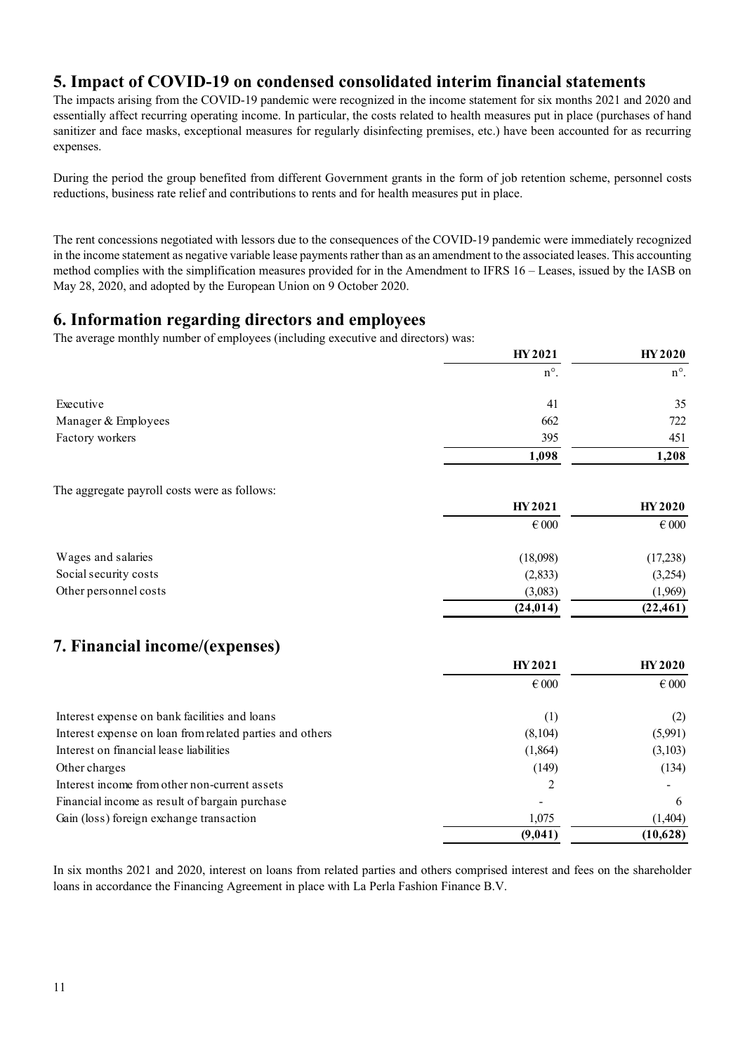## 5. Impact of COVID-19 on condensed consolidated interim financial statements

The impacts arising from the COVID-19 pandemic were recognized in the income statement for six months 2021 and 2020 and essentially affect recurring operating income. In particular, the costs related to health measures put in place (purchases of hand sanitizer and face masks, exceptional measures for regularly disinfecting premises, etc.) have been accounted for as recurring expenses.

During the period the group benefited from different Government grants in the form of job retention scheme, personnel costs reductions, business rate relief and contributions to rents and for health measures put in place.

The rent concessions negotiated with lessors due to the consequences of the COVID-19 pandemic were immediately recognized in the income statement as negative variable lease payments rather than as an amendment to the associated leases. This accounting method complies with the simplification measures provided for in the Amendment to IFRS 16 – Leases, issued by the IASB on May 28, 2020, and adopted by the European Union on 9 October 2020.

## 6. Information regarding directors and employees

The average monthly number of employees (including executive and directors) was:

| | HY 2021 | HY 2020 |
|---|---|---|
| | n°. | n°. |
| Executive | 41 | 35 |
| Manager & Employees | 662 | 722 |
| Factory workers | 395 | 451 |
| | **1,098** | **1,208** |

The aggregate payroll costs were as follows:

| | HY 2021 | HY 2020 |
|---|---|---|
| | € 000 | € 000 |
| Wages and salaries | (18,098) | (17,238) |
| Social security costs | (2,833) | (3,254) |
| Other personnel costs | (3,083) | (1,969) |
| | **(24,014)** | **(22,461)** |

## 7. Financial income/(expenses)

| | HY 2021 | HY 2020 |
|---|---|---|
| | € 000 | € 000 |
| Interest expense on bank facilities and loans | (1) | (2) |
| Interest expense on loan from related parties and others | (8,104) | (5,991) |
| Interest on financial lease liabilities | (1,864) | (3,103) |
| Other charges | (149) | (134) |
| Interest income from other non-current assets | 2 | - |
| Financial income as result of bargain purchase | - | 6 |
| Gain (loss) foreign exchange transaction | 1,075 | (1,404) |
| | **(9,041)** | **(10,628)** |

In six months 2021 and 2020, interest on loans from related parties and others comprised interest and fees on the shareholder loans in accordance the Financing Agreement in place with La Perla Fashion Finance B.V.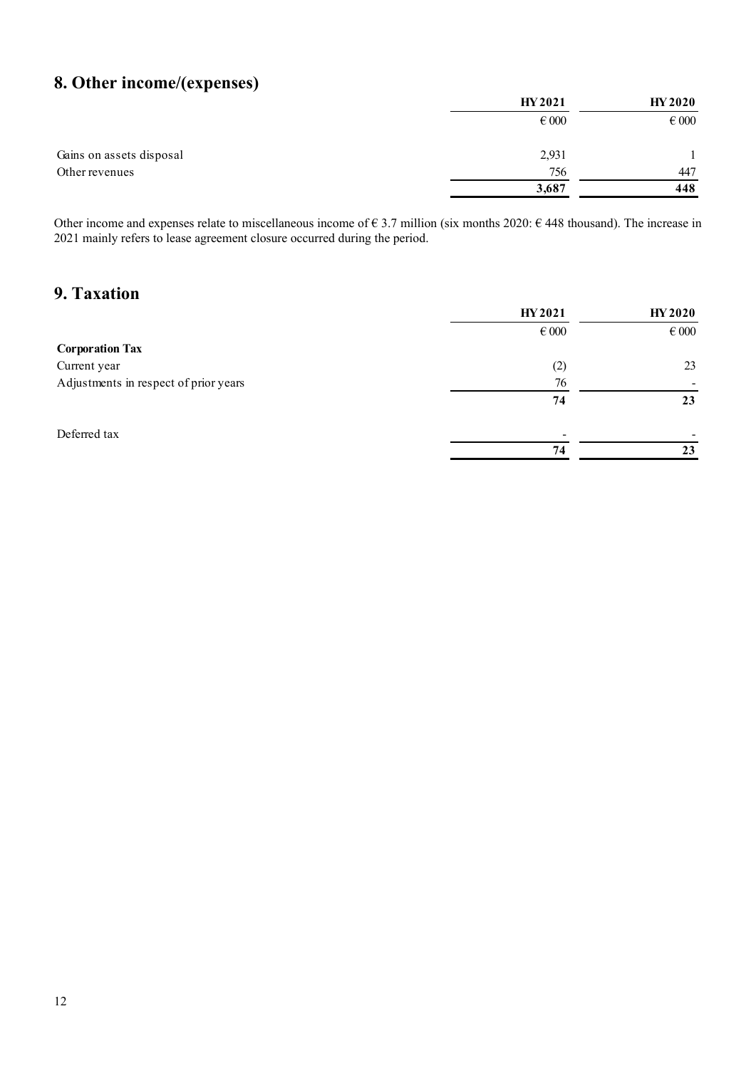## 8. Other income/(expenses)

| | HY 2021 | HY 2020 |
|---|---|---|
| | € 000 | € 000 |
| Gains on assets disposal | 2,931 | 1 |
| Other revenues | 756 | 447 |
| | **3,687** | **448** |

Other income and expenses relate to miscellaneous income of € 3.7 million (six months 2020: € 448 thousand). The increase in 2021 mainly refers to lease agreement closure occurred during the period.

## 9. Taxation

| | HY 2021 | HY 2020 |
|---|---|---|
| | € 000 | € 000 |
| **Corporation Tax** | | |
| Current year | (2) | 23 |
| Adjustments in respect of prior years | 76 | - |
| | **74** | **23** |
| Deferred tax | - | - |
| | **74** | **23** |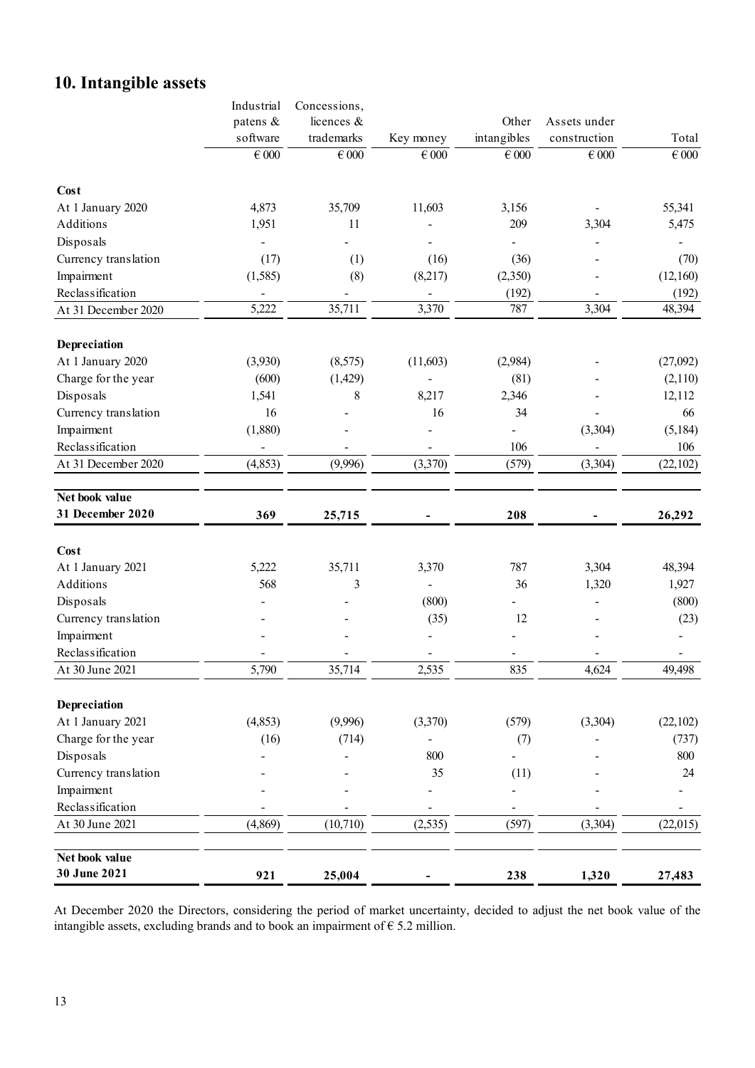# 10. Intangible assets

| | Industrial patens & software | Concessions, licences & trademarks | Key money | Other intangibles | Assets under construction | Total |
|---|---|---|---|---|---|---|
| | € 000 | € 000 | € 000 | € 000 | € 000 | € 000 |
| **Cost** | | | | | | |
| At 1 January 2020 | 4,873 | 35,709 | 11,603 | 3,156 | - | 55,341 |
| Additions | 1,951 | 11 | - | 209 | 3,304 | 5,475 |
| Disposals | - | - | - | - | - | - |
| Currency translation | (17) | (1) | (16) | (36) | - | (70) |
| Impairment | (1,585) | (8) | (8,217) | (2,350) | - | (12,160) |
| Reclassification | - | - | - | (192) | - | (192) |
| At 31 December 2020 | 5,222 | 35,711 | 3,370 | 787 | 3,304 | 48,394 |
| **Depreciation** | | | | | | |
| At 1 January 2020 | (3,930) | (8,575) | (11,603) | (2,984) | - | (27,092) |
| Charge for the year | (600) | (1,429) | - | (81) | - | (2,110) |
| Disposals | 1,541 | 8 | 8,217 | 2,346 | - | 12,112 |
| Currency translation | 16 | - | 16 | 34 | - | 66 |
| Impairment | (1,880) | - | - | - | (3,304) | (5,184) |
| Reclassification | - | - | - | 106 | - | 106 |
| At 31 December 2020 | (4,853) | (9,996) | (3,370) | (579) | (3,304) | (22,102) |
| **Net book value 31 December 2020** | **369** | **25,715** | **-** | **208** | **-** | **26,292** |
| **Cost** | | | | | | |
| At 1 January 2021 | 5,222 | 35,711 | 3,370 | 787 | 3,304 | 48,394 |
| Additions | 568 | 3 | - | 36 | 1,320 | 1,927 |
| Disposals | - | - | (800) | - | - | (800) |
| Currency translation | - | - | (35) | 12 | - | (23) |
| Impairment | - | - | - | - | - | - |
| Reclassification | - | - | - | - | - | - |
| At 30 June 2021 | 5,790 | 35,714 | 2,535 | 835 | 4,624 | 49,498 |
| **Depreciation** | | | | | | |
| At 1 January 2021 | (4,853) | (9,996) | (3,370) | (579) | (3,304) | (22,102) |
| Charge for the year | (16) | (714) | - | (7) | - | (737) |
| Disposals | - | - | 800 | - | - | 800 |
| Currency translation | - | - | 35 | (11) | - | 24 |
| Impairment | - | - | - | - | - | - |
| Reclassification | - | - | - | - | - | - |
| At 30 June 2021 | (4,869) | (10,710) | (2,535) | (597) | (3,304) | (22,015) |
| **Net book value 30 June 2021** | **921** | **25,004** | **-** | **238** | **1,320** | **27,483** |

At December 2020 the Directors, considering the period of market uncertainty, decided to adjust the net book value of the intangible assets, excluding brands and to book an impairment of € 5.2 million.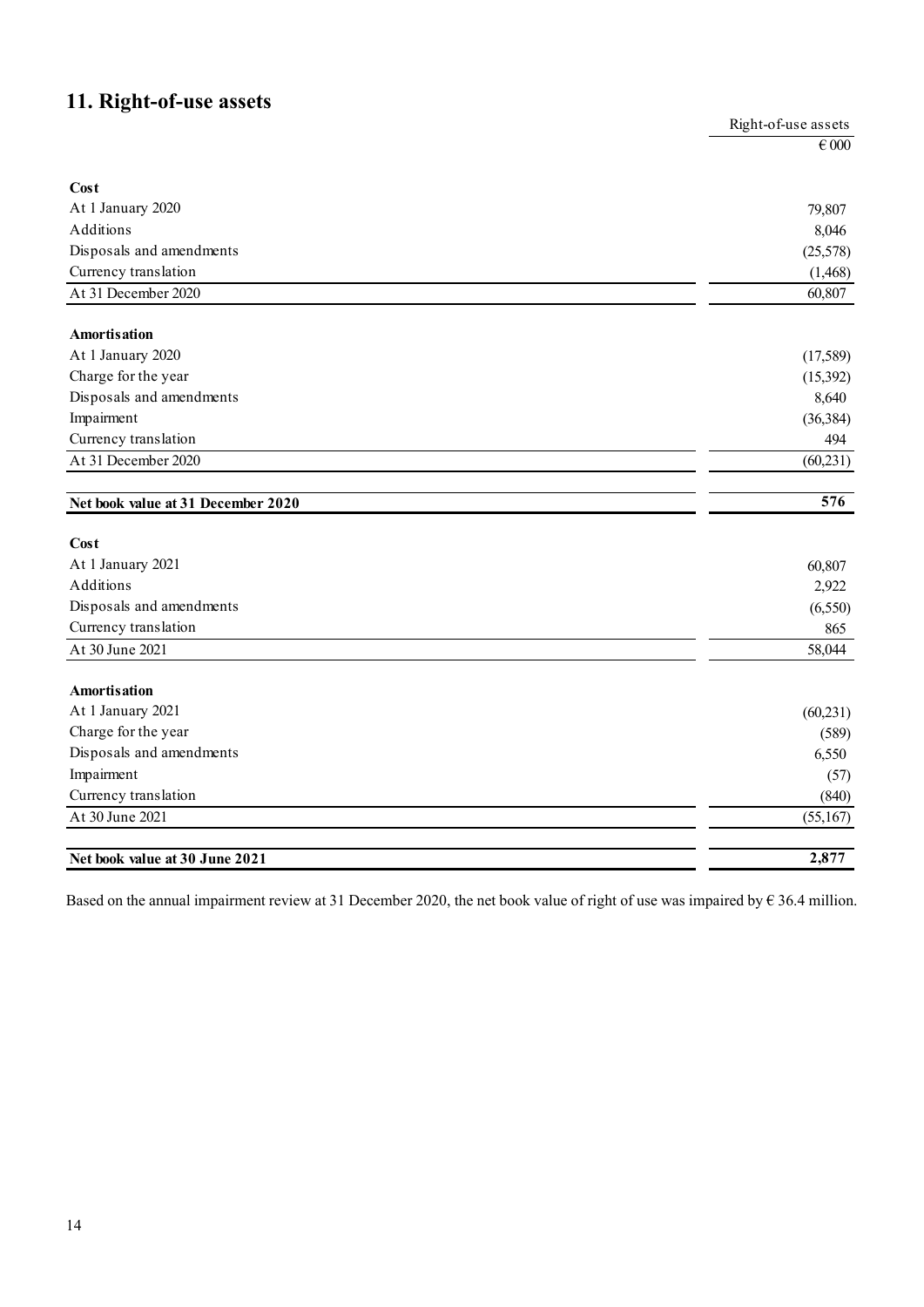## 11. Right-of-use assets

| | Right-of-use assets |
|---|---|
| | € 000 |
| **Cost** | |
| At 1 January 2020 | 79,807 |
| Additions | 8,046 |
| Disposals and amendments | (25,578) |
| Currency translation | (1,468) |
| At 31 December 2020 | 60,807 |
| **Amortisation** | |
| At 1 January 2020 | (17,589) |
| Charge for the year | (15,392) |
| Disposals and amendments | 8,640 |
| Impairment | (36,384) |
| Currency translation | 494 |
| At 31 December 2020 | (60,231) |
| **Net book value at 31 December 2020** | **576** |
| **Cost** | |
| At 1 January 2021 | 60,807 |
| Additions | 2,922 |
| Disposals and amendments | (6,550) |
| Currency translation | 865 |
| At 30 June 2021 | 58,044 |
| **Amortisation** | |
| At 1 January 2021 | (60,231) |
| Charge for the year | (589) |
| Disposals and amendments | 6,550 |
| Impairment | (57) |
| Currency translation | (840) |
| At 30 June 2021 | (55,167) |
| **Net book value at 30 June 2021** | **2,877** |

Based on the annual impairment review at 31 December 2020, the net book value of right of use was impaired by € 36.4 million.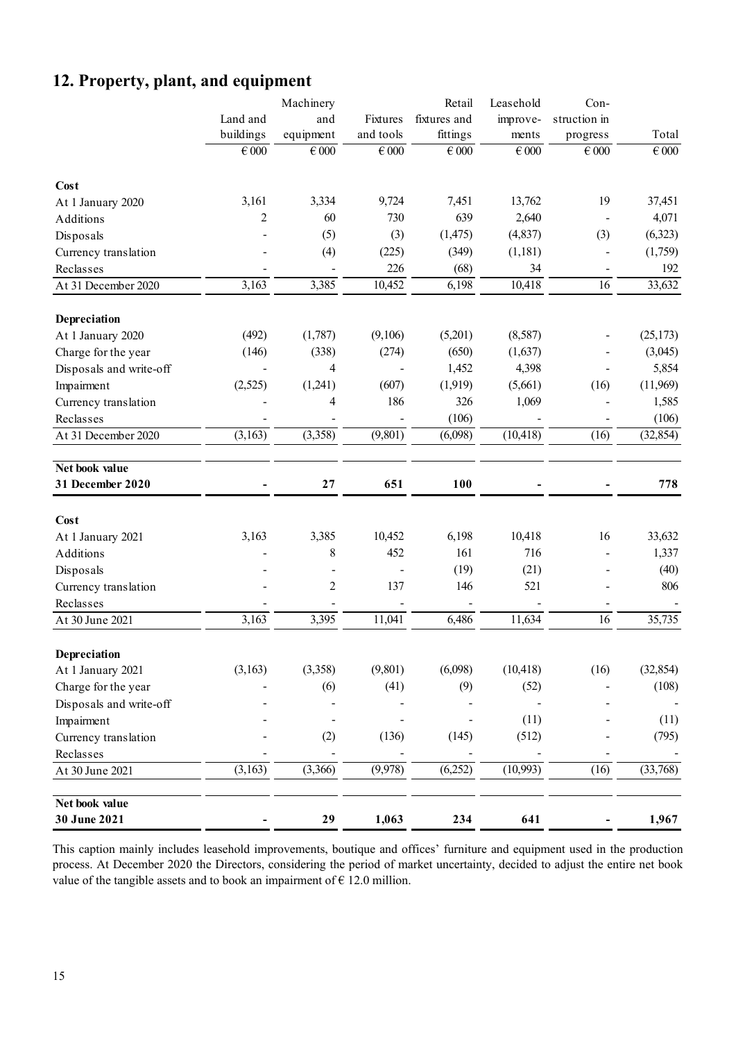## 12. Property, plant, and equipment

| | Land and buildings | Machinery and equipment | Fixtures and tools | Retail fixtures and fittings | Leasehold improve-ments | Con-struction in progress | Total |
|---|---|---|---|---|---|---|---|
| | € 000 | € 000 | € 000 | € 000 | € 000 | € 000 | € 000 |
| **Cost** | | | | | | | |
| At 1 January 2020 | 3,161 | 3,334 | 9,724 | 7,451 | 13,762 | 19 | 37,451 |
| Additions | 2 | 60 | 730 | 639 | 2,640 | - | 4,071 |
| Disposals | - | (5) | (3) | (1,475) | (4,837) | (3) | (6,323) |
| Currency translation | - | (4) | (225) | (349) | (1,181) | - | (1,759) |
| Reclasses | - | - | 226 | (68) | 34 | - | 192 |
| At 31 December 2020 | 3,163 | 3,385 | 10,452 | 6,198 | 10,418 | 16 | 33,632 |
| **Depreciation** | | | | | | | |
| At 1 January 2020 | (492) | (1,787) | (9,106) | (5,201) | (8,587) | - | (25,173) |
| Charge for the year | (146) | (338) | (274) | (650) | (1,637) | - | (3,045) |
| Disposals and write-off | - | 4 | - | 1,452 | 4,398 | - | 5,854 |
| Impairment | (2,525) | (1,241) | (607) | (1,919) | (5,661) | (16) | (11,969) |
| Currency translation | - | 4 | 186 | 326 | 1,069 | - | 1,585 |
| Reclasses | - | - | - | (106) | - | - | (106) |
| At 31 December 2020 | (3,163) | (3,358) | (9,801) | (6,098) | (10,418) | (16) | (32,854) |
| **Net book value** | | | | | | | |
| **31 December 2020** | **-** | **27** | **651** | **100** | **-** | **-** | **778** |
| **Cost** | | | | | | | |
| At 1 January 2021 | 3,163 | 3,385 | 10,452 | 6,198 | 10,418 | 16 | 33,632 |
| Additions | - | 8 | 452 | 161 | 716 | - | 1,337 |
| Disposals | - | - | - | (19) | (21) | - | (40) |
| Currency translation | - | 2 | 137 | 146 | 521 | - | 806 |
| Reclasses | - | - | - | - | - | - | - |
| At 30 June 2021 | 3,163 | 3,395 | 11,041 | 6,486 | 11,634 | 16 | 35,735 |
| **Depreciation** | | | | | | | |
| At 1 January 2021 | (3,163) | (3,358) | (9,801) | (6,098) | (10,418) | (16) | (32,854) |
| Charge for the year | - | (6) | (41) | (9) | (52) | - | (108) |
| Disposals and write-off | - | - | - | - | - | - | - |
| Impairment | - | - | - | - | (11) | - | (11) |
| Currency translation | - | (2) | (136) | (145) | (512) | - | (795) |
| Reclasses | - | - | - | - | - | - | - |
| At 30 June 2021 | (3,163) | (3,366) | (9,978) | (6,252) | (10,993) | (16) | (33,768) |
| **Net book value** | | | | | | | |
| **30 June 2021** | **-** | **29** | **1,063** | **234** | **641** | **-** | **1,967** |

This caption mainly includes leasehold improvements, boutique and offices' furniture and equipment used in the production process. At December 2020 the Directors, considering the period of market uncertainty, decided to adjust the entire net book value of the tangible assets and to book an impairment of € 12.0 million.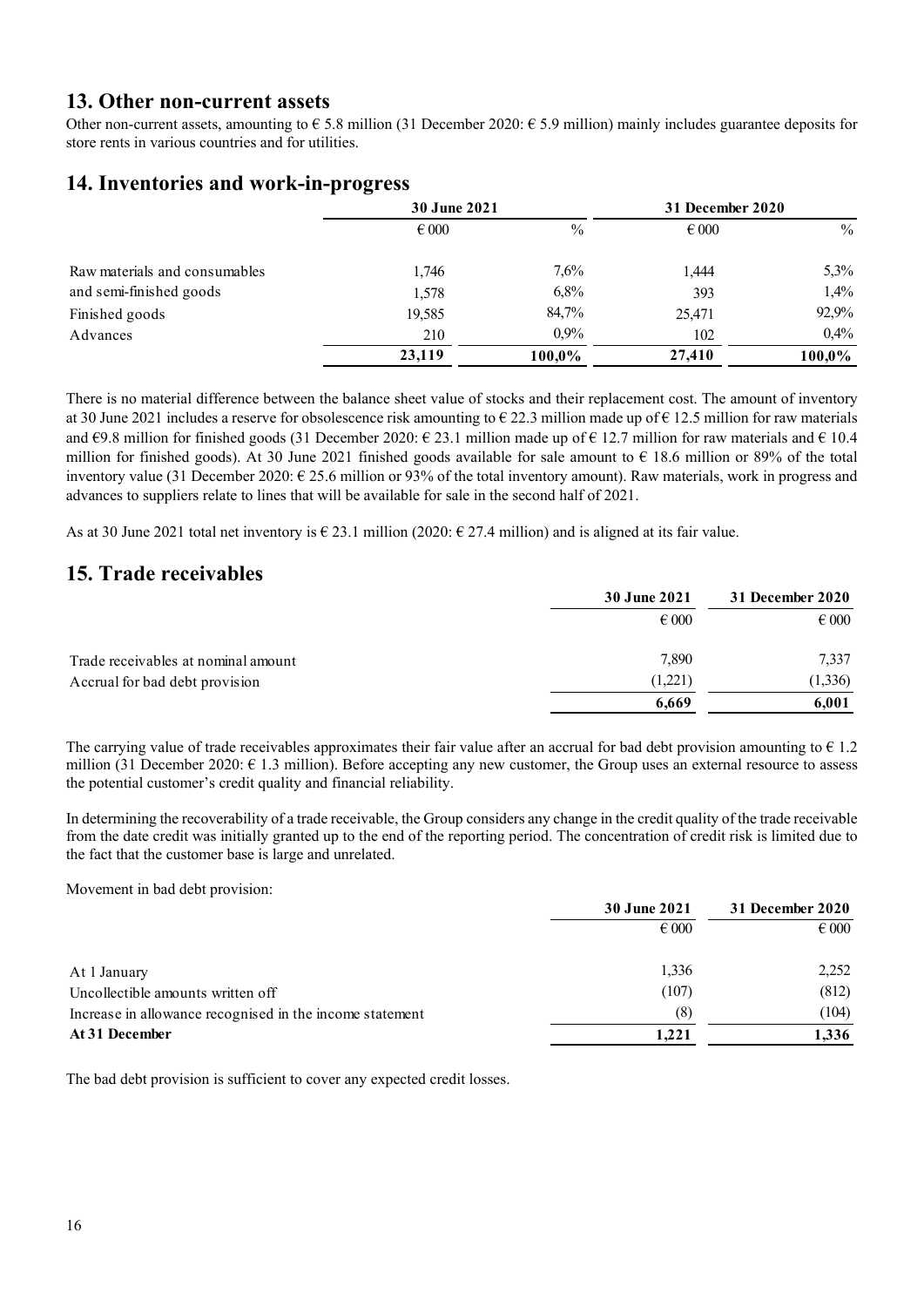## 13. Other non-current assets

Other non-current assets, amounting to € 5.8 million (31 December 2020: € 5.9 million) mainly includes guarantee deposits for store rents in various countries and for utilities.

## 14. Inventories and work-in-progress

| | 30 June 2021 | | 31 December 2020 | |
|---|---|---|---|---|
| | € 000 | % | € 000 | % |
| Raw materials and consumables | 1,746 | 7,6% | 1,444 | 5,3% |
| and semi-finished goods | 1,578 | 6,8% | 393 | 1,4% |
| Finished goods | 19,585 | 84,7% | 25,471 | 92,9% |
| Advances | 210 | 0,9% | 102 | 0,4% |
| | **23,119** | **100,0%** | **27,410** | **100,0%** |

There is no material difference between the balance sheet value of stocks and their replacement cost. The amount of inventory at 30 June 2021 includes a reserve for obsolescence risk amounting to € 22.3 million made up of € 12.5 million for raw materials and €9.8 million for finished goods (31 December 2020: € 23.1 million made up of € 12.7 million for raw materials and € 10.4 million for finished goods). At 30 June 2021 finished goods available for sale amount to € 18.6 million or 89% of the total inventory value (31 December 2020: € 25.6 million or 93% of the total inventory amount). Raw materials, work in progress and advances to suppliers relate to lines that will be available for sale in the second half of 2021.

As at 30 June 2021 total net inventory is € 23.1 million (2020: € 27.4 million) and is aligned at its fair value.

## 15. Trade receivables

| | 30 June 2021 | 31 December 2020 |
|---|---|---|
| | € 000 | € 000 |
| Trade receivables at nominal amount | 7,890 | 7,337 |
| Accrual for bad debt provision | (1,221) | (1,336) |
| | **6,669** | **6,001** |

The carrying value of trade receivables approximates their fair value after an accrual for bad debt provision amounting to € 1.2 million (31 December 2020: € 1.3 million). Before accepting any new customer, the Group uses an external resource to assess the potential customer's credit quality and financial reliability.

In determining the recoverability of a trade receivable, the Group considers any change in the credit quality of the trade receivable from the date credit was initially granted up to the end of the reporting period. The concentration of credit risk is limited due to the fact that the customer base is large and unrelated.

Movement in bad debt provision:

| | 30 June 2021 | 31 December 2020 |
|---|---|---|
| | € 000 | € 000 |
| At 1 January | 1,336 | 2,252 |
| Uncollectible amounts written off | (107) | (812) |
| Increase in allowance recognised in the income statement | (8) | (104) |
| **At 31 December** | **1,221** | **1,336** |

The bad debt provision is sufficient to cover any expected credit losses.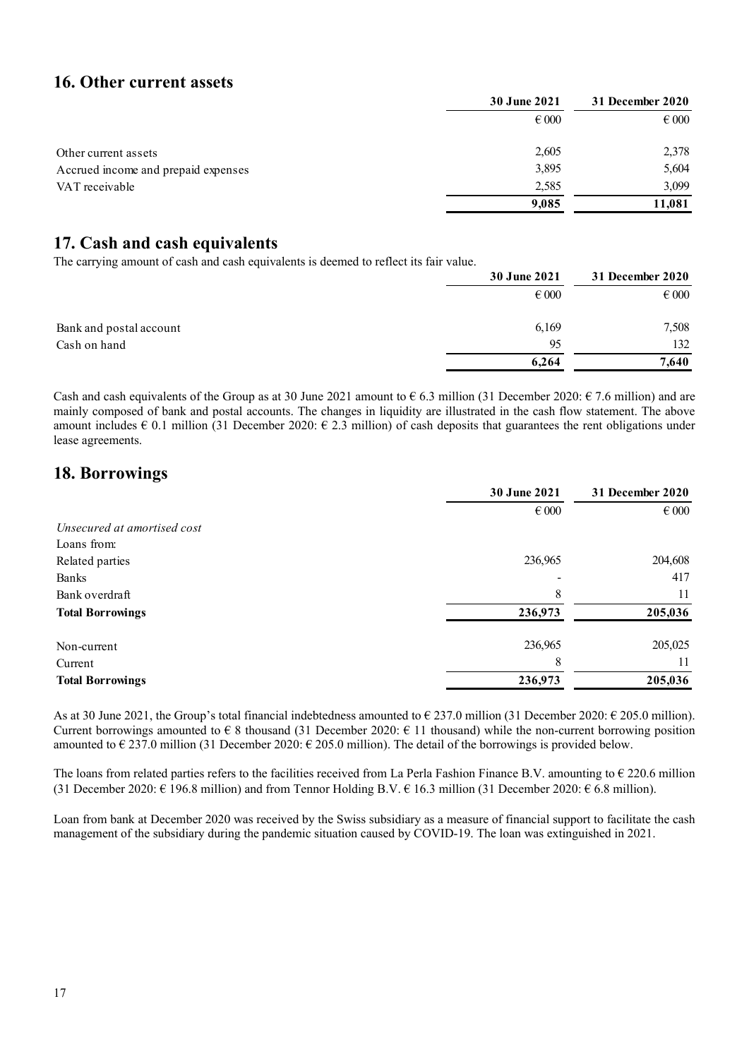## 16. Other current assets

| | 30 June 2021 | 31 December 2020 |
|---|---|---|
| | € 000 | € 000 |
| Other current assets | 2,605 | 2,378 |
| Accrued income and prepaid expenses | 3,895 | 5,604 |
| VAT receivable | 2,585 | 3,099 |
| | **9,085** | **11,081** |

## 17. Cash and cash equivalents

The carrying amount of cash and cash equivalents is deemed to reflect its fair value.

| | 30 June 2021 | 31 December 2020 |
|---|---|---|
| | € 000 | € 000 |
| Bank and postal account | 6,169 | 7,508 |
| Cash on hand | 95 | 132 |
| | **6,264** | **7,640** |

Cash and cash equivalents of the Group as at 30 June 2021 amount to € 6.3 million (31 December 2020: € 7.6 million) and are mainly composed of bank and postal accounts. The changes in liquidity are illustrated in the cash flow statement. The above amount includes € 0.1 million (31 December 2020: € 2.3 million) of cash deposits that guarantees the rent obligations under lease agreements.

## 18. Borrowings

| | 30 June 2021 | 31 December 2020 |
|---|---|---|
| | € 000 | € 000 |
| *Unsecured at amortised cost* | | |
| Loans from: | | |
| Related parties | 236,965 | 204,608 |
| Banks | - | 417 |
| Bank overdraft | 8 | 11 |
| **Total Borrowings** | **236,973** | **205,036** |
| Non-current | 236,965 | 205,025 |
| Current | 8 | 11 |
| **Total Borrowings** | **236,973** | **205,036** |

As at 30 June 2021, the Group's total financial indebtedness amounted to € 237.0 million (31 December 2020: € 205.0 million). Current borrowings amounted to € 8 thousand (31 December 2020: € 11 thousand) while the non-current borrowing position amounted to € 237.0 million (31 December 2020: € 205.0 million). The detail of the borrowings is provided below.

The loans from related parties refers to the facilities received from La Perla Fashion Finance B.V. amounting to € 220.6 million (31 December 2020: € 196.8 million) and from Tennor Holding B.V. € 16.3 million (31 December 2020: € 6.8 million).

Loan from bank at December 2020 was received by the Swiss subsidiary as a measure of financial support to facilitate the cash management of the subsidiary during the pandemic situation caused by COVID-19. The loan was extinguished in 2021.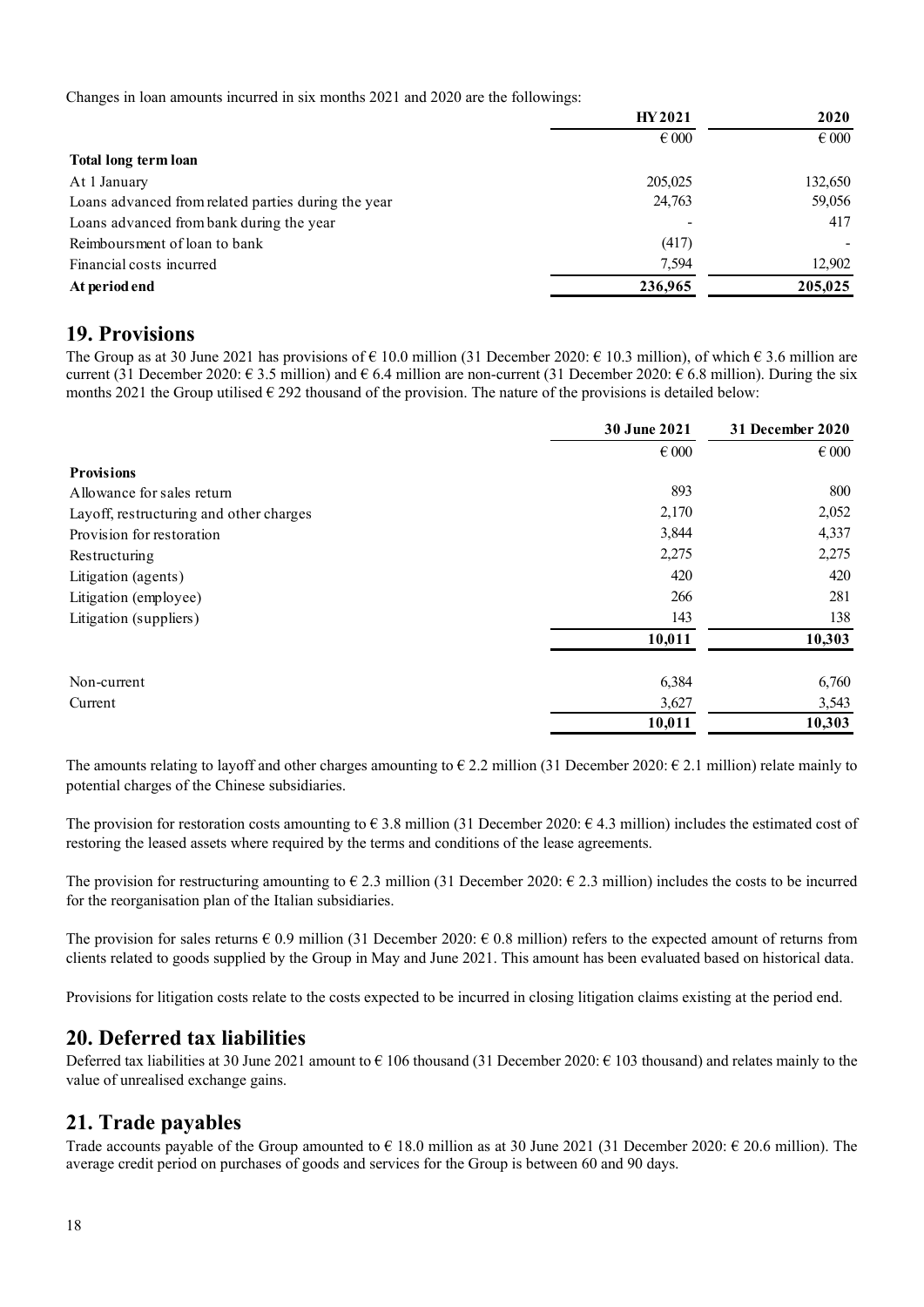Changes in loan amounts incurred in six months 2021 and 2020 are the followings:

| | HY 2021 | 2020 |
|---|---|---|
| | € 000 | € 000 |
| **Total long term loan** | | |
| At 1 January | 205,025 | 132,650 |
| Loans advanced from related parties during the year | 24,763 | 59,056 |
| Loans advanced from bank during the year | - | 417 |
| Reimboursment of loan to bank | (417) | - |
| Financial costs incurred | 7,594 | 12,902 |
| **At period end** | **236,965** | **205,025** |

## 19. Provisions

The Group as at 30 June 2021 has provisions of € 10.0 million (31 December 2020: € 10.3 million), of which € 3.6 million are current (31 December 2020: € 3.5 million) and € 6.4 million are non-current (31 December 2020: € 6.8 million). During the six months 2021 the Group utilised € 292 thousand of the provision. The nature of the provisions is detailed below:

| | 30 June 2021 | 31 December 2020 |
|---|---|---|
| | € 000 | € 000 |
| **Provisions** | | |
| Allowance for sales return | 893 | 800 |
| Layoff, restructuring and other charges | 2,170 | 2,052 |
| Provision for restoration | 3,844 | 4,337 |
| Restructuring | 2,275 | 2,275 |
| Litigation (agents) | 420 | 420 |
| Litigation (employee) | 266 | 281 |
| Litigation (suppliers) | 143 | 138 |
| | **10,011** | **10,303** |
| Non-current | 6,384 | 6,760 |
| Current | 3,627 | 3,543 |
| | **10,011** | **10,303** |

The amounts relating to layoff and other charges amounting to € 2.2 million (31 December 2020: € 2.1 million) relate mainly to potential charges of the Chinese subsidiaries.

The provision for restoration costs amounting to € 3.8 million (31 December 2020: € 4.3 million) includes the estimated cost of restoring the leased assets where required by the terms and conditions of the lease agreements.

The provision for restructuring amounting to € 2.3 million (31 December 2020: € 2.3 million) includes the costs to be incurred for the reorganisation plan of the Italian subsidiaries.

The provision for sales returns € 0.9 million (31 December 2020: € 0.8 million) refers to the expected amount of returns from clients related to goods supplied by the Group in May and June 2021. This amount has been evaluated based on historical data.

Provisions for litigation costs relate to the costs expected to be incurred in closing litigation claims existing at the period end.

## 20. Deferred tax liabilities

Deferred tax liabilities at 30 June 2021 amount to € 106 thousand (31 December 2020: € 103 thousand) and relates mainly to the value of unrealised exchange gains.

## 21. Trade payables

Trade accounts payable of the Group amounted to € 18.0 million as at 30 June 2021 (31 December 2020: € 20.6 million). The average credit period on purchases of goods and services for the Group is between 60 and 90 days.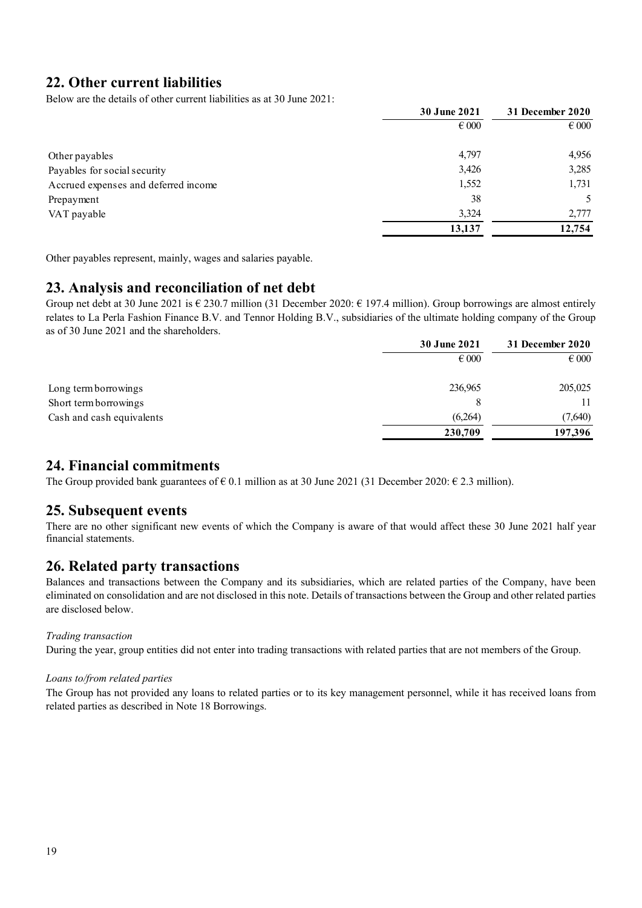## 22. Other current liabilities

Below are the details of other current liabilities as at 30 June 2021:

| | 30 June 2021 | 31 December 2020 |
|---|---|---|
| | € 000 | € 000 |
| Other payables | 4,797 | 4,956 |
| Payables for social security | 3,426 | 3,285 |
| Accrued expenses and deferred income | 1,552 | 1,731 |
| Prepayment | 38 | 5 |
| VAT payable | 3,324 | 2,777 |
| | **13,137** | **12,754** |

Other payables represent, mainly, wages and salaries payable.

## 23. Analysis and reconciliation of net debt

Group net debt at 30 June 2021 is € 230.7 million (31 December 2020: € 197.4 million). Group borrowings are almost entirely relates to La Perla Fashion Finance B.V. and Tennor Holding B.V., subsidiaries of the ultimate holding company of the Group as of 30 June 2021 and the shareholders.

| | 30 June 2021 | 31 December 2020 |
|---|---|---|
| | € 000 | € 000 |
| Long term borrowings | 236,965 | 205,025 |
| Short term borrowings | 8 | 11 |
| Cash and cash equivalents | (6,264) | (7,640) |
| | **230,709** | **197,396** |

## 24. Financial commitments

The Group provided bank guarantees of € 0.1 million as at 30 June 2021 (31 December 2020: € 2.3 million).

## 25. Subsequent events

There are no other significant new events of which the Company is aware of that would affect these 30 June 2021 half year financial statements.

## 26. Related party transactions

Balances and transactions between the Company and its subsidiaries, which are related parties of the Company, have been eliminated on consolidation and are not disclosed in this note. Details of transactions between the Group and other related parties are disclosed below.

*Trading transaction*

During the year, group entities did not enter into trading transactions with related parties that are not members of the Group.

*Loans to/from related parties*

The Group has not provided any loans to related parties or to its key management personnel, while it has received loans from related parties as described in Note 18 Borrowings.